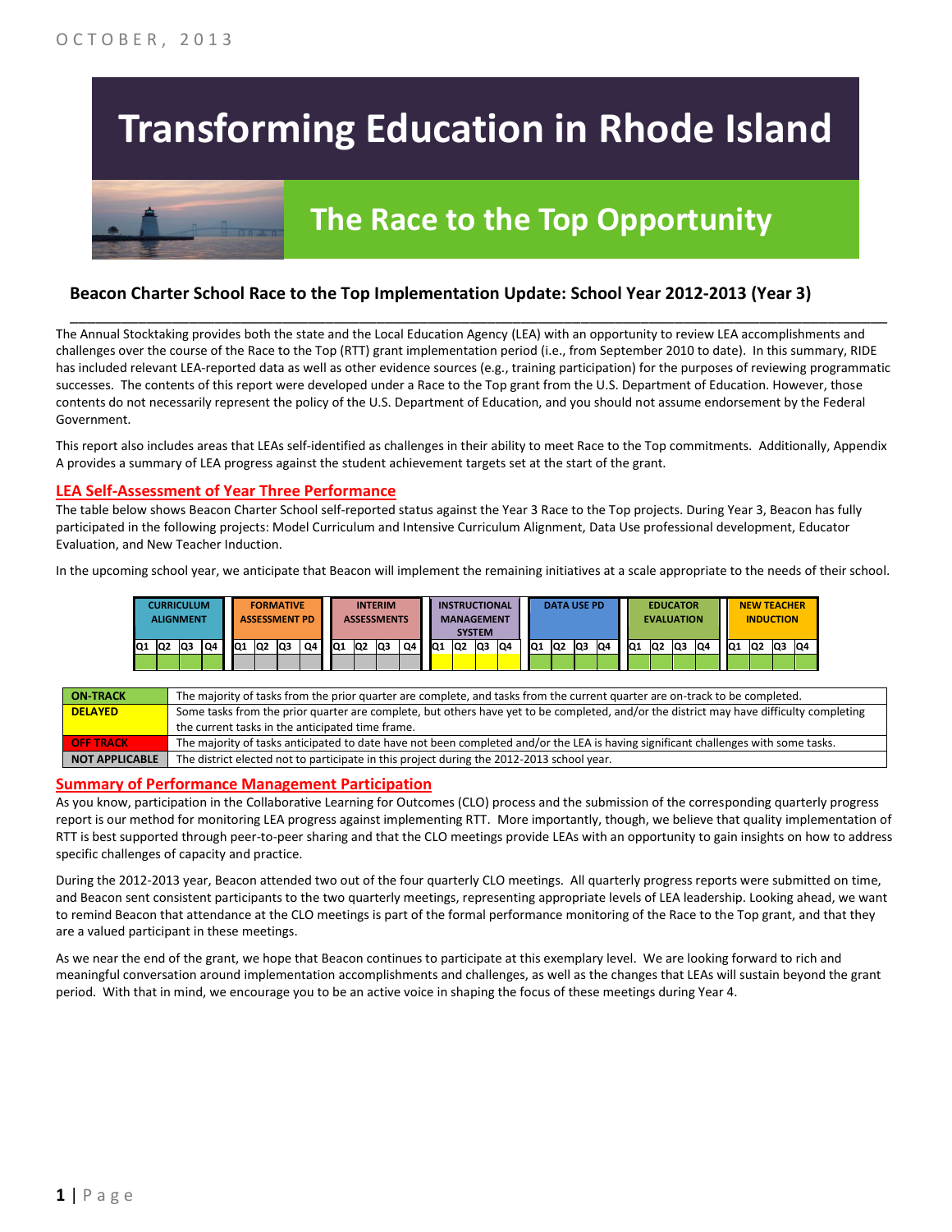OCTOBER, 2013

# Transforming Education in Rhode Island

## The Race to the Top Opportunity

### Beacon Charter School Race to the Top Implementation Update: School Year 2012-2013 (Year 3)

The Annual Stocktaking provides both the state and the Local Education Agency (LEA) with an opportunity to review LEA accomplishments and challenges over the course of the Race to the Top (RTT) grant implementation period (i.e., from September 2010 to date). In this summary, RIDE has included relevant LEA-reported data as well as other evidence sources (e.g., training participation) for the purposes of reviewing programmatic successes. The contents of this report were developed under a Race to the Top grant from the U.S. Department of Education. However, those contents do not necessarily represent the policy of the U.S. Department of Education, and you should not assume endorsement by the Federal Government.

This report also includes areas that LEAs self-identified as challenges in their ability to meet Race to the Top commitments. Additionally, Appendix A provides a summary of LEA progress against the student achievement targets set at the start of the grant.

## LEA Self-Assessment of Year Three Performance

The table below shows Beacon Charter School self-reported status against the Year 3 Race to the Top projects. During Year 3, Beacon has fully participated in the following projects: Model Curriculum and Intensive Curriculum Alignment, Data Use professional development, Educator Evaluation, and New Teacher Induction.

In the upcoming school year, we anticipate that Beacon will implement the remaining initiatives at a scale appropriate to the needs of their school.

| CURRICULUM ALIGNMENT | | | | FORMATIVE ASSESSMENT PD | | | | INTERIM ASSESSMENTS | | | | INSTRUCTIONAL MANAGEMENT SYSTEM | | | | DATA USE PD | | | | EDUCATOR EVALUATION | | | | NEW TEACHER INDUCTION | | | |
|---|---|---|---|---|---|---|---|---|---|---|---|---|---|---|---|---|---|---|---|---|---|---|---|---|---|---|---|
| Q1 | Q2 | Q3 | Q4 | Q1 | Q2 | Q3 | Q4 | Q1 | Q2 | Q3 | Q4 | Q1 | Q2 | Q3 | Q4 | Q1 | Q2 | Q3 | Q4 | Q1 | Q2 | Q3 | Q4 | Q1 | Q2 | Q3 | Q4 |
| On-Track | On-Track | On-Track | On-Track | Not Applicable | Not Applicable | Not Applicable | Not Applicable | Not Applicable | Not Applicable | Not Applicable | Not Applicable | Delayed | Delayed | Delayed | Delayed | On-Track | On-Track | On-Track | On-Track | On-Track | On-Track | On-Track | On-Track | On-Track | On-Track | On-Track | On-Track |

| | |
|---|---|
| **ON-TRACK** | The majority of tasks from the prior quarter are complete, and tasks from the current quarter are on-track to be completed. |
| **DELAYED** | Some tasks from the prior quarter are complete, but others have yet to be completed, and/or the district may have difficulty completing the current tasks in the anticipated time frame. |
| **OFF TRACK** | The majority of tasks anticipated to date have not been completed and/or the LEA is having significant challenges with some tasks. |
| **NOT APPLICABLE** | The district elected not to participate in this project during the 2012-2013 school year. |

## Summary of Performance Management Participation

As you know, participation in the Collaborative Learning for Outcomes (CLO) process and the submission of the corresponding quarterly progress report is our method for monitoring LEA progress against implementing RTT. More importantly, though, we believe that quality implementation of RTT is best supported through peer-to-peer sharing and that the CLO meetings provide LEAs with an opportunity to gain insights on how to address specific challenges of capacity and practice.

During the 2012-2013 year, Beacon attended two out of the four quarterly CLO meetings. All quarterly progress reports were submitted on time, and Beacon sent consistent participants to the two quarterly meetings, representing appropriate levels of LEA leadership. Looking ahead, we want to remind Beacon that attendance at the CLO meetings is part of the formal performance monitoring of the Race to the Top grant, and that they are a valued participant in these meetings.

As we near the end of the grant, we hope that Beacon continues to participate at this exemplary level. We are looking forward to rich and meaningful conversation around implementation accomplishments and challenges, as well as the changes that LEAs will sustain beyond the grant period. With that in mind, we encourage you to be an active voice in shaping the focus of these meetings during Year 4.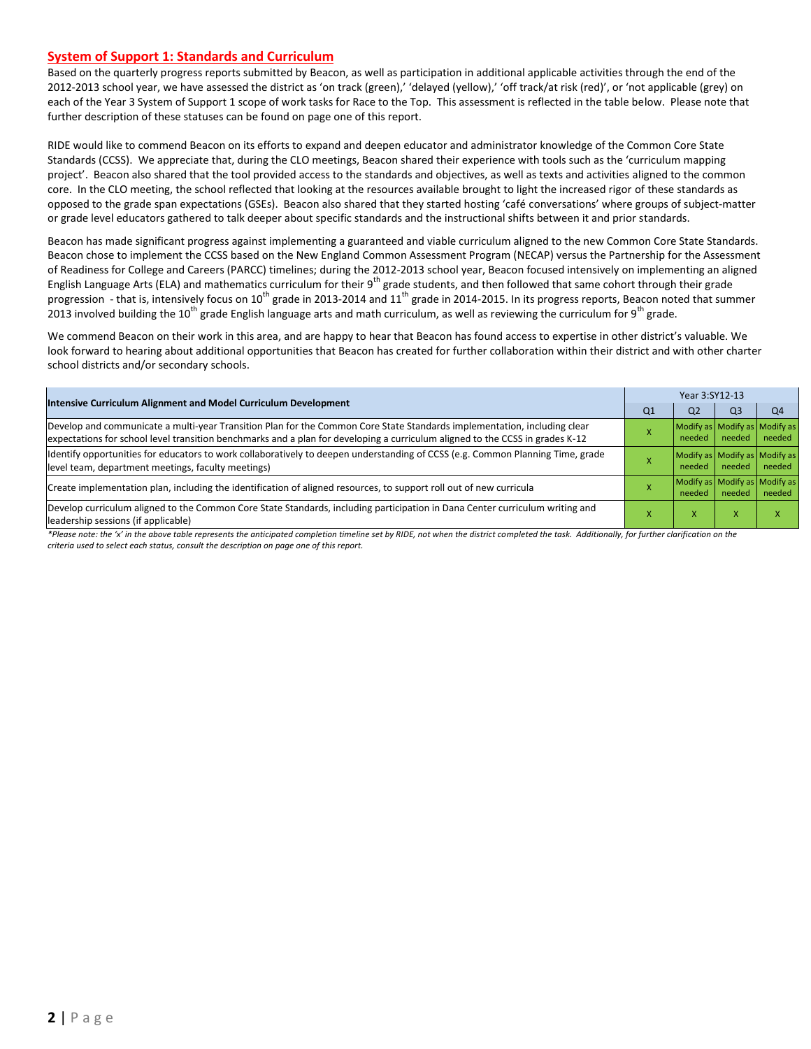## System of Support 1: Standards and Curriculum

Based on the quarterly progress reports submitted by Beacon, as well as participation in additional applicable activities through the end of the 2012-2013 school year, we have assessed the district as 'on track (green),' 'delayed (yellow),' 'off track/at risk (red)', or 'not applicable (grey) on each of the Year 3 System of Support 1 scope of work tasks for Race to the Top. This assessment is reflected in the table below. Please note that further description of these statuses can be found on page one of this report.

RIDE would like to commend Beacon on its efforts to expand and deepen educator and administrator knowledge of the Common Core State Standards (CCSS). We appreciate that, during the CLO meetings, Beacon shared their experience with tools such as the 'curriculum mapping project'. Beacon also shared that the tool provided access to the standards and objectives, as well as texts and activities aligned to the common core. In the CLO meeting, the school reflected that looking at the resources available brought to light the increased rigor of these standards as opposed to the grade span expectations (GSEs). Beacon also shared that they started hosting 'café conversations' where groups of subject-matter or grade level educators gathered to talk deeper about specific standards and the instructional shifts between it and prior standards.

Beacon has made significant progress against implementing a guaranteed and viable curriculum aligned to the new Common Core State Standards. Beacon chose to implement the CCSS based on the New England Common Assessment Program (NECAP) versus the Partnership for the Assessment of Readiness for College and Careers (PARCC) timelines; during the 2012-2013 school year, Beacon focused intensively on implementing an aligned English Language Arts (ELA) and mathematics curriculum for their 9th grade students, and then followed that same cohort through their grade progression - that is, intensively focus on 10th grade in 2013-2014 and 11th grade in 2014-2015. In its progress reports, Beacon noted that summer 2013 involved building the 10th grade English language arts and math curriculum, as well as reviewing the curriculum for 9th grade.

We commend Beacon on their work in this area, and are happy to hear that Beacon has found access to expertise in other district's valuable. We look forward to hearing about additional opportunities that Beacon has created for further collaboration within their district and with other charter school districts and/or secondary schools.

| Intensive Curriculum Alignment and Model Curriculum Development | Year 3:SY12-13 | | | |
|---|---|---|---|---|
| | Q1 | Q2 | Q3 | Q4 |
| Develop and communicate a multi-year Transition Plan for the Common Core State Standards implementation, including clear expectations for school level transition benchmarks and a plan for developing a curriculum aligned to the CCSS in grades K-12 | X | Modify as needed | Modify as needed | Modify as needed |
| Identify opportunities for educators to work collaboratively to deepen understanding of CCSS (e.g. Common Planning Time, grade level team, department meetings, faculty meetings) | X | Modify as needed | Modify as needed | Modify as needed |
| Create implementation plan, including the identification of aligned resources, to support roll out of new curricula | X | Modify as needed | Modify as needed | Modify as needed |
| Develop curriculum aligned to the Common Core State Standards, including participation in Dana Center curriculum writing and leadership sessions (if applicable) | X | X | X | X |

*\*Please note: the 'x' in the above table represents the anticipated completion timeline set by RIDE, not when the district completed the task. Additionally, for further clarification on the criteria used to select each status, consult the description on page one of this report.*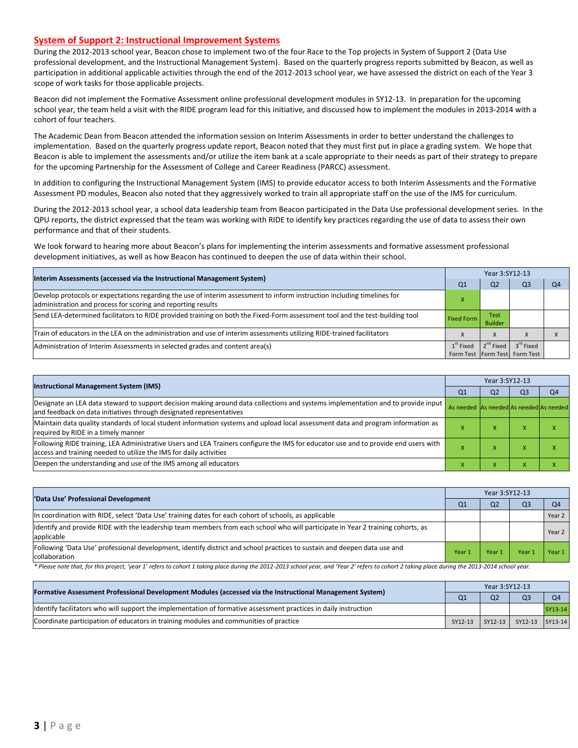## System of Support 2: Instructional Improvement Systems

During the 2012-2013 school year, Beacon chose to implement two of the four Race to the Top projects in System of Support 2 (Data Use professional development, and the Instructional Management System). Based on the quarterly progress reports submitted by Beacon, as well as participation in additional applicable activities through the end of the 2012-2013 school year, we have assessed the district on each of the Year 3 scope of work tasks for those applicable projects.

Beacon did not implement the Formative Assessment online professional development modules in SY12-13. In preparation for the upcoming school year, the team held a visit with the RIDE program lead for this initiative, and discussed how to implement the modules in 2013-2014 with a cohort of four teachers.

The Academic Dean from Beacon attended the information session on Interim Assessments in order to better understand the challenges to implementation. Based on the quarterly progress update report, Beacon noted that they must first put in place a grading system. We hope that Beacon is able to implement the assessments and/or utilize the item bank at a scale appropriate to their needs as part of their strategy to prepare for the upcoming Partnership for the Assessment of College and Career Readiness (PARCC) assessment.

In addition to configuring the Instructional Management System (IMS) to provide educator access to both Interim Assessments and the Formative Assessment PD modules, Beacon also noted that they aggressively worked to train all appropriate staff on the use of the IMS for curriculum.

During the 2012-2013 school year, a school data leadership team from Beacon participated in the Data Use professional development series. In the QPU reports, the district expressed that the team was working with RIDE to identify key practices regarding the use of data to assess their own performance and that of their students.

We look forward to hearing more about Beacon's plans for implementing the interim assessments and formative assessment professional development initiatives, as well as how Beacon has continued to deepen the use of data within their school.

| Interim Assessments (accessed via the Instructional Management System) | Year 3:SY12-13 | | | |
|---|---|---|---|---|
| | Q1 | Q2 | Q3 | Q4 |
| Develop protocols or expectations regarding the use of interim assessment to inform instruction including timelines for administration and process for scoring and reporting results | X | | | |
| Send LEA-determined facilitators to RIDE provided training on both the Fixed-Form assessment tool and the test-building tool | Fixed Form | Test Builder | | |
| Train of educators in the LEA on the administration and use of interim assessments utilizing RIDE-trained facilitators | X | X | X | X |
| Administration of Interim Assessments in selected grades and content area(s) | 1st Fixed Form Test | 2nd Fixed Form Test | 3rd Fixed Form Test | |

| Instructional Management System (IMS) | Year 3:SY12-13 | | | |
|---|---|---|---|---|
| | Q1 | Q2 | Q3 | Q4 |
| Designate an LEA data steward to support decision making around data collections and systems implementation and to provide input and feedback on data initiatives through designated representatives | As needed | As needed | As needed | As needed |
| Maintain data quality standards of local student information systems and upload local assessment data and program information as required by RIDE in a timely manner | X | X | X | X |
| Following RIDE training, LEA Administrative Users and LEA Trainers configure the IMS for educator use and to provide end users with access and training needed to utilize the IMS for daily activities | X | X | X | X |
| Deepen the understanding and use of the IMS among all educators | X | X | X | X |

| 'Data Use' Professional Development | Year 3:SY12-13 | | | |
|---|---|---|---|---|
| | Q1 | Q2 | Q3 | Q4 |
| In coordination with RIDE, select 'Data Use' training dates for each cohort of schools, as applicable | | | | Year 2 |
| Identify and provide RIDE with the leadership team members from each school who will participate in Year 2 training cohorts, as applicable | | | | Year 2 |
| Following 'Data Use' professional development, identify district and school practices to sustain and deepen data use and collaboration | Year 1 | Year 1 | Year 1 | Year 1 |

*\* Please note that, for this project, 'year 1' refers to cohort 1 taking place during the 2012-2013 school year, and 'Year 2' refers to cohort 2 taking place during the 2013-2014 school year.*

| Formative Assessment Professional Development Modules (accessed via the Instructional Management System) | Year 3:SY12-13 | | | |
|---|---|---|---|---|
| | Q1 | Q2 | Q3 | Q4 |
| Identify facilitators who will support the implementation of formative assessment practices in daily instruction | | | | SY13-14 |
| Coordinate participation of educators in training modules and communities of practice | SY12-13 | SY12-13 | SY12-13 | SY13-14 |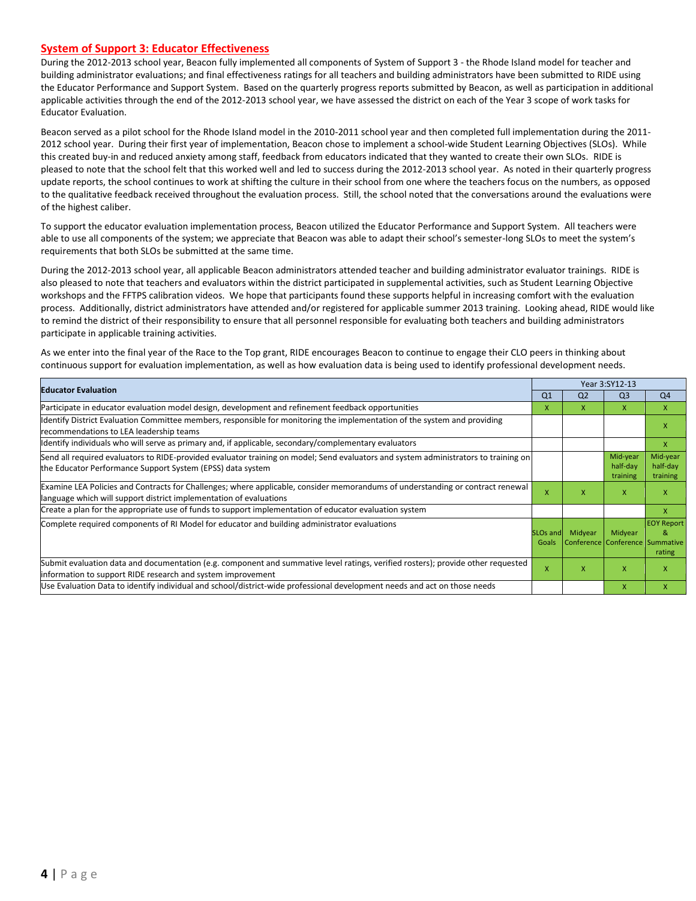## System of Support 3: Educator Effectiveness

During the 2012-2013 school year, Beacon fully implemented all components of System of Support 3 - the Rhode Island model for teacher and building administrator evaluations; and final effectiveness ratings for all teachers and building administrators have been submitted to RIDE using the Educator Performance and Support System. Based on the quarterly progress reports submitted by Beacon, as well as participation in additional applicable activities through the end of the 2012-2013 school year, we have assessed the district on each of the Year 3 scope of work tasks for Educator Evaluation.

Beacon served as a pilot school for the Rhode Island model in the 2010-2011 school year and then completed full implementation during the 2011-2012 school year. During their first year of implementation, Beacon chose to implement a school-wide Student Learning Objectives (SLOs). While this created buy-in and reduced anxiety among staff, feedback from educators indicated that they wanted to create their own SLOs. RIDE is pleased to note that the school felt that this worked well and led to success during the 2012-2013 school year. As noted in their quarterly progress update reports, the school continues to work at shifting the culture in their school from one where the teachers focus on the numbers, as opposed to the qualitative feedback received throughout the evaluation process. Still, the school noted that the conversations around the evaluations were of the highest caliber.

To support the educator evaluation implementation process, Beacon utilized the Educator Performance and Support System. All teachers were able to use all components of the system; we appreciate that Beacon was able to adapt their school's semester-long SLOs to meet the system's requirements that both SLOs be submitted at the same time.

During the 2012-2013 school year, all applicable Beacon administrators attended teacher and building administrator evaluator trainings. RIDE is also pleased to note that teachers and evaluators within the district participated in supplemental activities, such as Student Learning Objective workshops and the FFTPS calibration videos. We hope that participants found these supports helpful in increasing comfort with the evaluation process. Additionally, district administrators have attended and/or registered for applicable summer 2013 training. Looking ahead, RIDE would like to remind the district of their responsibility to ensure that all personnel responsible for evaluating both teachers and building administrators participate in applicable training activities.

As we enter into the final year of the Race to the Top grant, RIDE encourages Beacon to continue to engage their CLO peers in thinking about continuous support for evaluation implementation, as well as how evaluation data is being used to identify professional development needs.

| Educator Evaluation | Year 3:SY12-13 | | | |
|---|---|---|---|---|
| | Q1 | Q2 | Q3 | Q4 |
| Participate in educator evaluation model design, development and refinement feedback opportunities | X | X | X | X |
| Identify District Evaluation Committee members, responsible for monitoring the implementation of the system and providing recommendations to LEA leadership teams | | | | X |
| Identify individuals who will serve as primary and, if applicable, secondary/complementary evaluators | | | | X |
| Send all required evaluators to RIDE-provided evaluator training on model; Send evaluators and system administrators to training on the Educator Performance Support System (EPSS) data system | | | Mid-year half-day training | Mid-year half-day training |
| Examine LEA Policies and Contracts for Challenges; where applicable, consider memorandums of understanding or contract renewal language which will support district implementation of evaluations | X | X | X | X |
| Create a plan for the appropriate use of funds to support implementation of educator evaluation system | | | | X |
| Complete required components of RI Model for educator and building administrator evaluations | SLOs and Goals | Midyear Conference | Midyear Conference | EOY Report & Summative rating |
| Submit evaluation data and documentation (e.g. component and summative level ratings, verified rosters); provide other requested information to support RIDE research and system improvement | X | X | X | X |
| Use Evaluation Data to identify individual and school/district-wide professional development needs and act on those needs | | | X | X |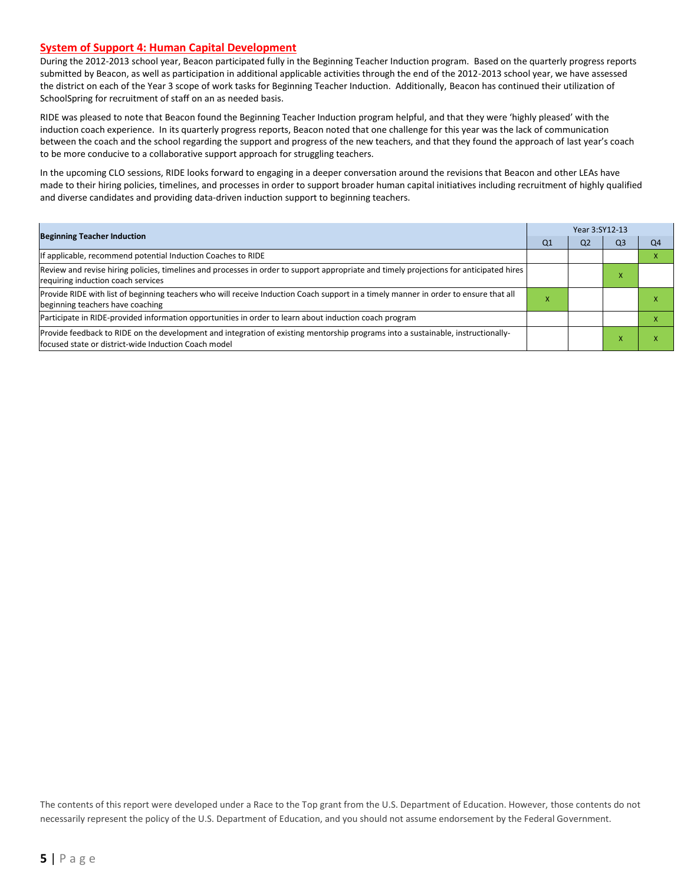## System of Support 4: Human Capital Development

During the 2012-2013 school year, Beacon participated fully in the Beginning Teacher Induction program. Based on the quarterly progress reports submitted by Beacon, as well as participation in additional applicable activities through the end of the 2012-2013 school year, we have assessed the district on each of the Year 3 scope of work tasks for Beginning Teacher Induction. Additionally, Beacon has continued their utilization of SchoolSpring for recruitment of staff on an as needed basis.

RIDE was pleased to note that Beacon found the Beginning Teacher Induction program helpful, and that they were 'highly pleased' with the induction coach experience. In its quarterly progress reports, Beacon noted that one challenge for this year was the lack of communication between the coach and the school regarding the support and progress of the new teachers, and that they found the approach of last year's coach to be more conducive to a collaborative support approach for struggling teachers.

In the upcoming CLO sessions, RIDE looks forward to engaging in a deeper conversation around the revisions that Beacon and other LEAs have made to their hiring policies, timelines, and processes in order to support broader human capital initiatives including recruitment of highly qualified and diverse candidates and providing data-driven induction support to beginning teachers.

| Beginning Teacher Induction | Year 3:SY12-13 | | | |
|---|---|---|---|---|
| | Q1 | Q2 | Q3 | Q4 |
| If applicable, recommend potential Induction Coaches to RIDE | | | | X |
| Review and revise hiring policies, timelines and processes in order to support appropriate and timely projections for anticipated hires requiring induction coach services | | | X | |
| Provide RIDE with list of beginning teachers who will receive Induction Coach support in a timely manner in order to ensure that all beginning teachers have coaching | X | | | X |
| Participate in RIDE-provided information opportunities in order to learn about induction coach program | | | | X |
| Provide feedback to RIDE on the development and integration of existing mentorship programs into a sustainable, instructionally-focused state or district-wide Induction Coach model | | | X | X |

The contents of this report were developed under a Race to the Top grant from the U.S. Department of Education. However, those contents do not necessarily represent the policy of the U.S. Department of Education, and you should not assume endorsement by the Federal Government.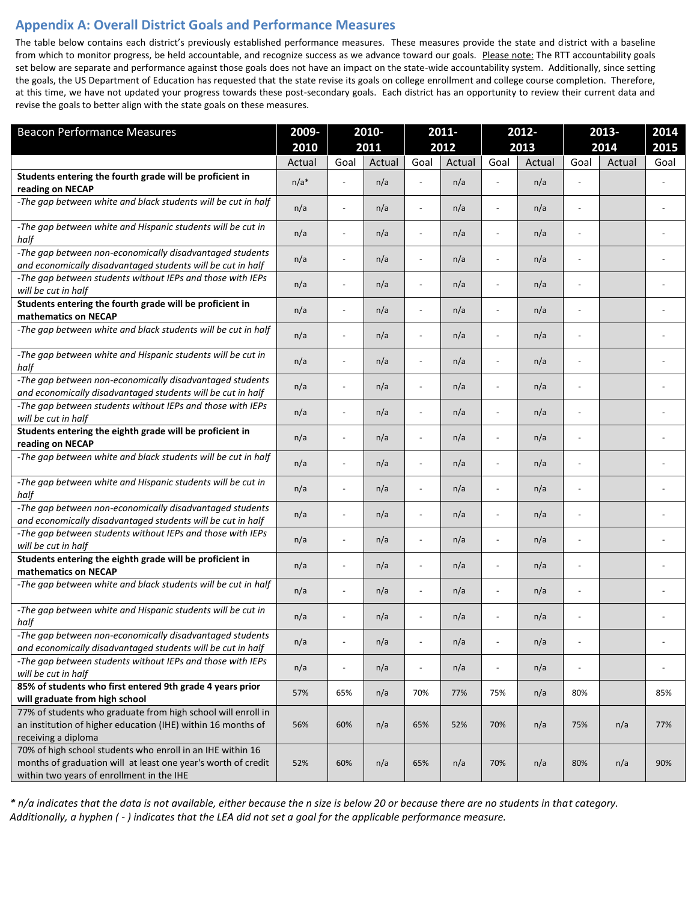## Appendix A: Overall District Goals and Performance Measures

The table below contains each district's previously established performance measures. These measures provide the state and district with a baseline from which to monitor progress, be held accountable, and recognize success as we advance toward our goals. Please note: The RTT accountability goals set below are separate and performance against those goals does not have an impact on the state-wide accountability system. Additionally, since setting the goals, the US Department of Education has requested that the state revise its goals on college enrollment and college course completion. Therefore, at this time, we have not updated your progress towards these post-secondary goals. Each district has an opportunity to review their current data and revise the goals to better align with the state goals on these measures.

| Beacon Performance Measures | 2009-2010 | 2010-2011 | | 2011-2012 | | 2012-2013 | | 2013-2014 | | 2014 2015 |
|---|---|---|---|---|---|---|---|---|---|---|
| | Actual | Goal | Actual | Goal | Actual | Goal | Actual | Goal | Actual | Goal |
| **Students entering the fourth grade will be proficient in reading on NECAP** | n/a* | - | n/a | - | n/a | - | n/a | - | | - |
| *-The gap between white and black students will be cut in half* | n/a | - | n/a | - | n/a | - | n/a | - | | - |
| *-The gap between white and Hispanic students will be cut in half* | n/a | - | n/a | - | n/a | - | n/a | - | | - |
| *-The gap between non-economically disadvantaged students and economically disadvantaged students will be cut in half* | n/a | - | n/a | - | n/a | - | n/a | - | | - |
| *-The gap between students without IEPs and those with IEPs will be cut in half* | n/a | - | n/a | - | n/a | - | n/a | - | | - |
| **Students entering the fourth grade will be proficient in mathematics on NECAP** | n/a | - | n/a | - | n/a | - | n/a | - | | - |
| *-The gap between white and black students will be cut in half* | n/a | - | n/a | - | n/a | - | n/a | - | | - |
| *-The gap between white and Hispanic students will be cut in half* | n/a | - | n/a | - | n/a | - | n/a | - | | - |
| *-The gap between non-economically disadvantaged students and economically disadvantaged students will be cut in half* | n/a | - | n/a | - | n/a | - | n/a | - | | - |
| *-The gap between students without IEPs and those with IEPs will be cut in half* | n/a | - | n/a | - | n/a | - | n/a | - | | - |
| **Students entering the eighth grade will be proficient in reading on NECAP** | n/a | - | n/a | - | n/a | - | n/a | - | | - |
| *-The gap between white and black students will be cut in half* | n/a | - | n/a | - | n/a | - | n/a | - | | - |
| *-The gap between white and Hispanic students will be cut in half* | n/a | - | n/a | - | n/a | - | n/a | - | | - |
| *-The gap between non-economically disadvantaged students and economically disadvantaged students will be cut in half* | n/a | - | n/a | - | n/a | - | n/a | - | | - |
| *-The gap between students without IEPs and those with IEPs will be cut in half* | n/a | - | n/a | - | n/a | - | n/a | - | | - |
| **Students entering the eighth grade will be proficient in mathematics on NECAP** | n/a | - | n/a | - | n/a | - | n/a | - | | - |
| *-The gap between white and black students will be cut in half* | n/a | - | n/a | - | n/a | - | n/a | - | | - |
| *-The gap between white and Hispanic students will be cut in half* | n/a | - | n/a | - | n/a | - | n/a | - | | - |
| *-The gap between non-economically disadvantaged students and economically disadvantaged students will be cut in half* | n/a | - | n/a | - | n/a | - | n/a | - | | - |
| *-The gap between students without IEPs and those with IEPs will be cut in half* | n/a | - | n/a | - | n/a | - | n/a | - | | - |
| **85% of students who first entered 9th grade 4 years prior will graduate from high school** | 57% | 65% | n/a | 70% | 77% | 75% | n/a | 80% | | 85% |
| 77% of students who graduate from high school will enroll in an institution of higher education (IHE) within 16 months of receiving a diploma | 56% | 60% | n/a | 65% | 52% | 70% | n/a | 75% | n/a | 77% |
| 70% of high school students who enroll in an IHE within 16 months of graduation will at least one year's worth of credit within two years of enrollment in the IHE | 52% | 60% | n/a | 65% | n/a | 70% | n/a | 80% | n/a | 90% |

*\* n/a indicates that the data is not available, either because the n size is below 20 or because there are no students in that category. Additionally, a hyphen ( - ) indicates that the LEA did not set a goal for the applicable performance measure.*